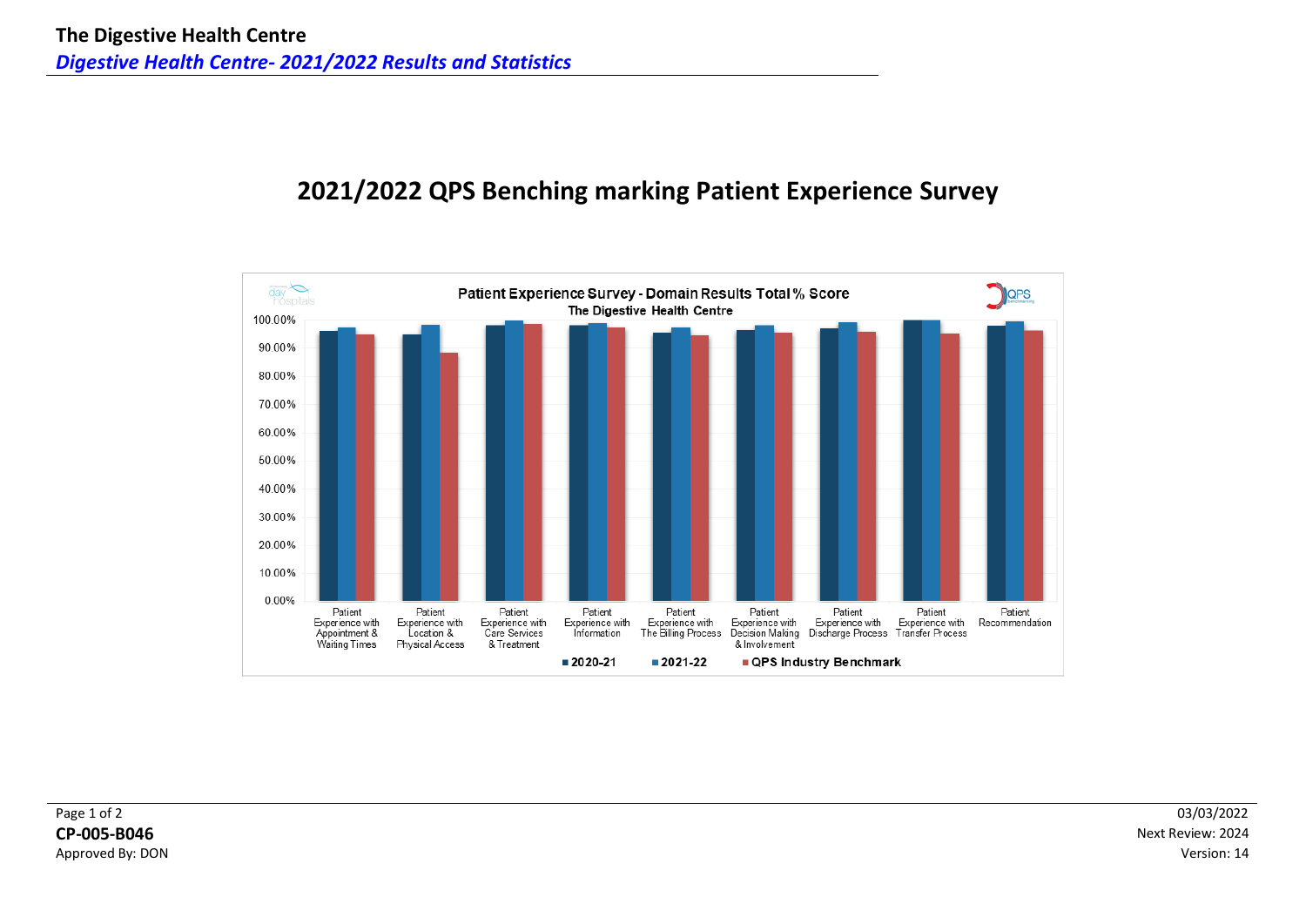**The Digestive Health Centre**

***Digestive Health Centre- 2021/2022 Results and Statistics***

# 2021/2022 QPS Benching marking Patient Experience Survey

**Patient Experience Survey - Domain Results Total % Score**

**The Digestive Health Centre**

Legend: 2020-21 | 2021-22 | QPS Industry Benchmark

Y-axis: 0.00% to 100.00%

Domains:
- Patient Experience with Appointment & Waiting Times
- Patient Experience with Location & Physical Access
- Patient Experience with Care Services & Treatment
- Patient Experience with Information
- Patient Experience with The Billing Process
- Patient Experience with Decision Making & Involvement
- Patient Experience with Discharge Process
- Patient Experience with Transfer Process
- Patient Recommendation

**CP-005-B046**

Approved By: DON

03/03/2022

Next Review: 2024

Version: 14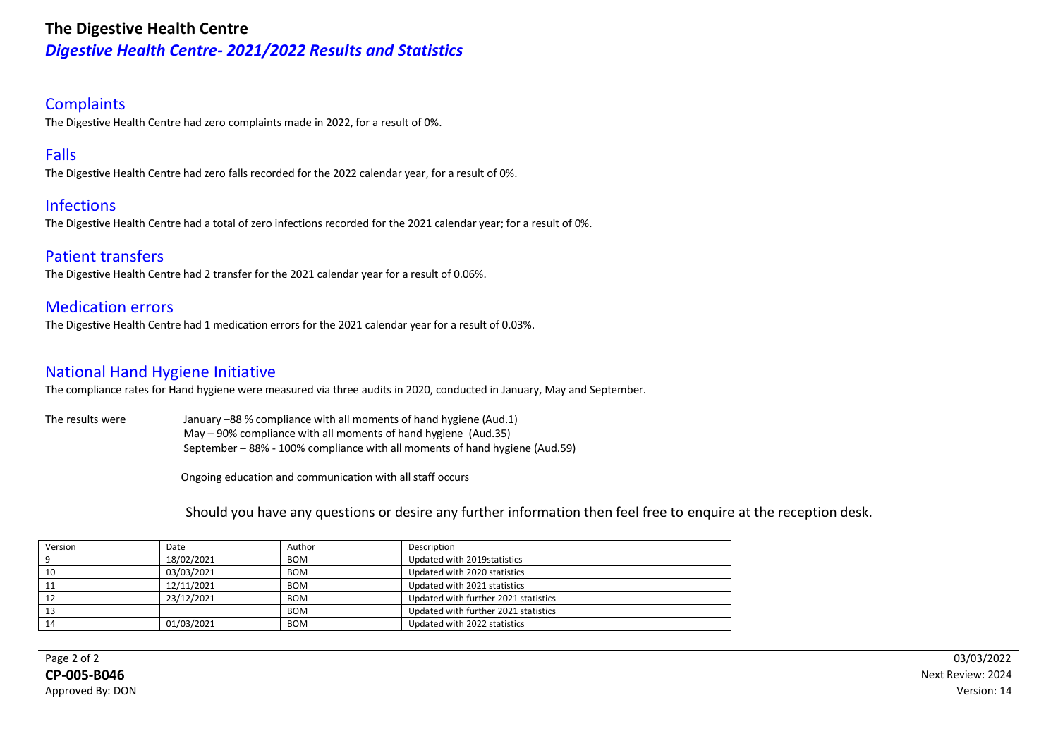# The Digestive Health Centre

## *Digestive Health Centre- 2021/2022 Results and Statistics*

### Complaints

The Digestive Health Centre had zero complaints made in 2022, for a result of 0%.

### Falls

The Digestive Health Centre had zero falls recorded for the 2022 calendar year, for a result of 0%.

### Infections

The Digestive Health Centre had a total of zero infections recorded for the 2021 calendar year; for a result of 0%.

### Patient transfers

The Digestive Health Centre had 2 transfer for the 2021 calendar year for a result of 0.06%.

### Medication errors

The Digestive Health Centre had 1 medication errors for the 2021 calendar year for a result of 0.03%.

### National Hand Hygiene Initiative

The compliance rates for Hand hygiene were measured via three audits in 2020, conducted in January, May and September.

The results were

- January –88 % compliance with all moments of hand hygiene (Aud.1)
- May – 90% compliance with all moments of hand hygiene (Aud.35)
- September – 88% - 100% compliance with all moments of hand hygiene (Aud.59)

Ongoing education and communication with all staff occurs

Should you have any questions or desire any further information then feel free to enquire at the reception desk.

| Version | Date | Author | Description |
|---|---|---|---|
| 9 | 18/02/2021 | BOM | Updated with 2019statistics |
| 10 | 03/03/2021 | BOM | Updated with 2020 statistics |
| 11 | 12/11/2021 | BOM | Updated with 2021 statistics |
| 12 | 23/12/2021 | BOM | Updated with further 2021 statistics |
| 13 | | BOM | Updated with further 2021 statistics |
| 14 | 01/03/2021 | BOM | Updated with 2022 statistics |

03/03/2022

**CP-005-B046**

Next Review: 2024

Approved By: DON

Version: 14